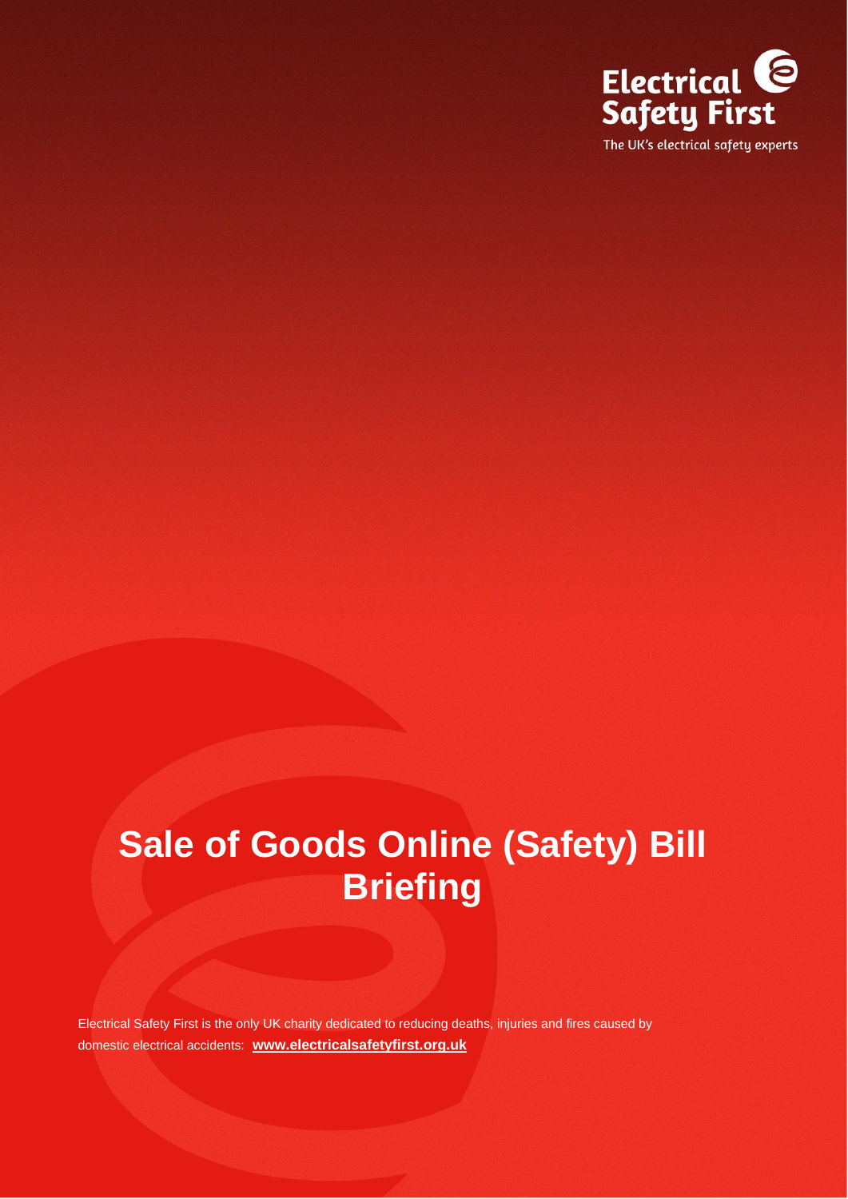Electrical Safety First

The UK's electrical safety experts

# Sale of Goods Online (Safety) Bill Briefing

Electrical Safety First is the only UK charity dedicated to reducing deaths, injuries and fires caused by domestic electrical accidents: **www.electricalsafetyfirst.org.uk**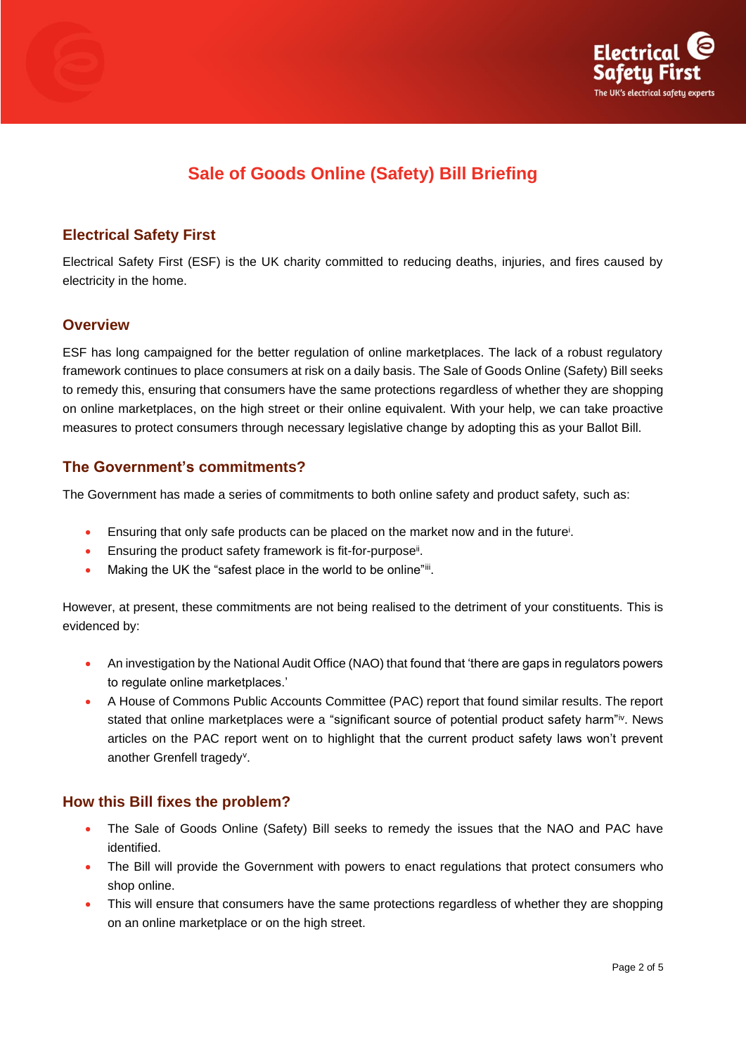# Sale of Goods Online (Safety) Bill Briefing

## Electrical Safety First

Electrical Safety First (ESF) is the UK charity committed to reducing deaths, injuries, and fires caused by electricity in the home.

## Overview

ESF has long campaigned for the better regulation of online marketplaces. The lack of a robust regulatory framework continues to place consumers at risk on a daily basis. The Sale of Goods Online (Safety) Bill seeks to remedy this, ensuring that consumers have the same protections regardless of whether they are shopping on online marketplaces, on the high street or their online equivalent. With your help, we can take proactive measures to protect consumers through necessary legislative change by adopting this as your Ballot Bill.

## The Government's commitments?

The Government has made a series of commitments to both online safety and product safety, such as:

- Ensuring that only safe products can be placed on the market now and in the future[i].
- Ensuring the product safety framework is fit-for-purpose[ii].
- Making the UK the "safest place in the world to be online"[iii].

However, at present, these commitments are not being realised to the detriment of your constituents. This is evidenced by:

- An investigation by the National Audit Office (NAO) that found that 'there are gaps in regulators powers to regulate online marketplaces.'
- A House of Commons Public Accounts Committee (PAC) report that found similar results. The report stated that online marketplaces were a "significant source of potential product safety harm"[iv]. News articles on the PAC report went on to highlight that the current product safety laws won't prevent another Grenfell tragedy[v].

## How this Bill fixes the problem?

- The Sale of Goods Online (Safety) Bill seeks to remedy the issues that the NAO and PAC have identified.
- The Bill will provide the Government with powers to enact regulations that protect consumers who shop online.
- This will ensure that consumers have the same protections regardless of whether they are shopping on an online marketplace or on the high street.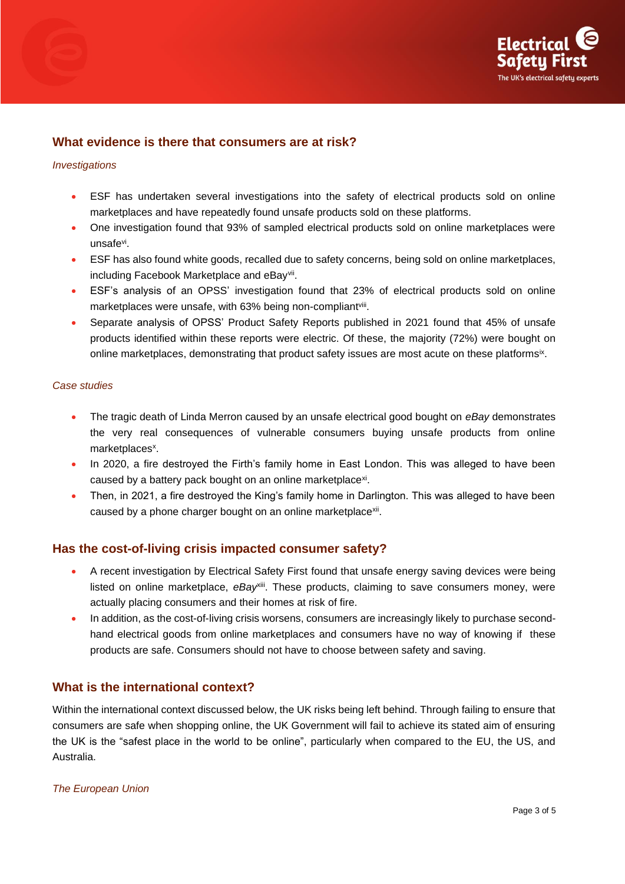## What evidence is there that consumers are at risk?

*Investigations*

- ESF has undertaken several investigations into the safety of electrical products sold on online marketplaces and have repeatedly found unsafe products sold on these platforms.
- One investigation found that 93% of sampled electrical products sold on online marketplaces were unsafe[vi].
- ESF has also found white goods, recalled due to safety concerns, being sold on online marketplaces, including Facebook Marketplace and eBay[vii].
- ESF's analysis of an OPSS' investigation found that 23% of electrical products sold on online marketplaces were unsafe, with 63% being non-compliant[viii].
- Separate analysis of OPSS' Product Safety Reports published in 2021 found that 45% of unsafe products identified within these reports were electric. Of these, the majority (72%) were bought on online marketplaces, demonstrating that product safety issues are most acute on these platforms[ix].

*Case studies*

- The tragic death of Linda Merron caused by an unsafe electrical good bought on *eBay* demonstrates the very real consequences of vulnerable consumers buying unsafe products from online marketplaces[x].
- In 2020, a fire destroyed the Firth's family home in East London. This was alleged to have been caused by a battery pack bought on an online marketplace[xi].
- Then, in 2021, a fire destroyed the King's family home in Darlington. This was alleged to have been caused by a phone charger bought on an online marketplace[xii].

## Has the cost-of-living crisis impacted consumer safety?

- A recent investigation by Electrical Safety First found that unsafe energy saving devices were being listed on online marketplace, *eBay*[xiii]. These products, claiming to save consumers money, were actually placing consumers and their homes at risk of fire.
- In addition, as the cost-of-living crisis worsens, consumers are increasingly likely to purchase second-hand electrical goods from online marketplaces and consumers have no way of knowing if these products are safe. Consumers should not have to choose between safety and saving.

## What is the international context?

Within the international context discussed below, the UK risks being left behind. Through failing to ensure that consumers are safe when shopping online, the UK Government will fail to achieve its stated aim of ensuring the UK is the "safest place in the world to be online", particularly when compared to the EU, the US, and Australia.

*The European Union*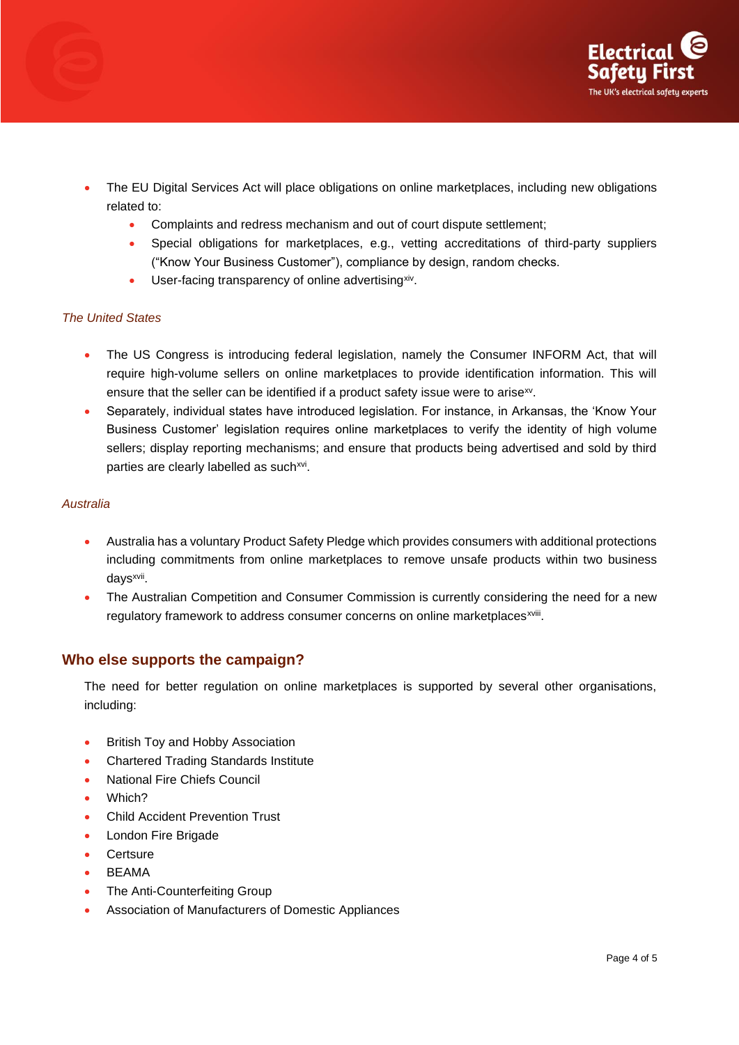- The EU Digital Services Act will place obligations on online marketplaces, including new obligations related to:
    - Complaints and redress mechanism and out of court dispute settlement;
    - Special obligations for marketplaces, e.g., vetting accreditations of third-party suppliers ("Know Your Business Customer"), compliance by design, random checks.
    - User-facing transparency of online advertising[xiv].

*The United States*

- The US Congress is introducing federal legislation, namely the Consumer INFORM Act, that will require high-volume sellers on online marketplaces to provide identification information. This will ensure that the seller can be identified if a product safety issue were to arise[xv].
- Separately, individual states have introduced legislation. For instance, in Arkansas, the 'Know Your Business Customer' legislation requires online marketplaces to verify the identity of high volume sellers; display reporting mechanisms; and ensure that products being advertised and sold by third parties are clearly labelled as such[xvi].

*Australia*

- Australia has a voluntary Product Safety Pledge which provides consumers with additional protections including commitments from online marketplaces to remove unsafe products within two business days[xvii].
- The Australian Competition and Consumer Commission is currently considering the need for a new regulatory framework to address consumer concerns on online marketplaces[xviii].

## Who else supports the campaign?

The need for better regulation on online marketplaces is supported by several other organisations, including:

- British Toy and Hobby Association
- Chartered Trading Standards Institute
- National Fire Chiefs Council
- Which?
- Child Accident Prevention Trust
- London Fire Brigade
- Certsure
- BEAMA
- The Anti-Counterfeiting Group
- Association of Manufacturers of Domestic Appliances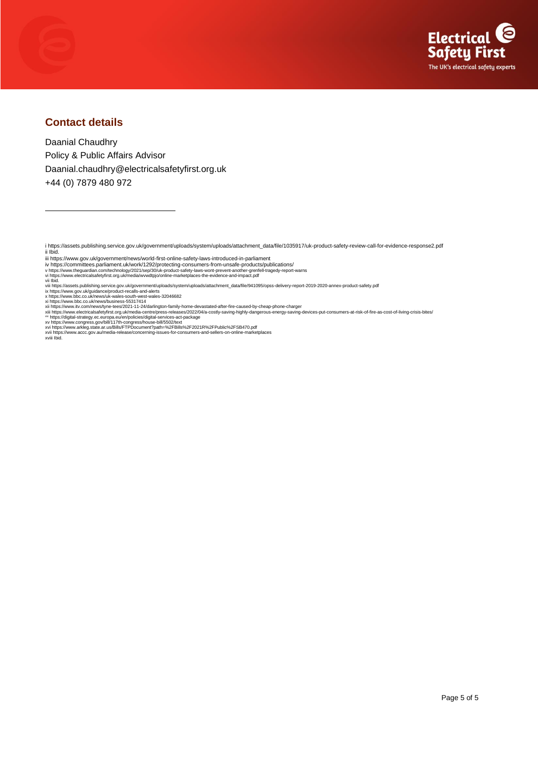## Contact details

Daanial Chaudhry
Policy & Public Affairs Advisor
Daanial.chaudhry@electricalsafetyfirst.org.uk
+44 (0) 7879 480 972

---

i https://assets.publishing.service.gov.uk/government/uploads/system/uploads/attachment_data/file/1035917/uk-product-safety-review-call-for-evidence-response2.pdf
ii Ibid.
iii https://www.gov.uk/government/news/world-first-online-safety-laws-introduced-in-parliament
iv https://committees.parliament.uk/work/1292/protecting-consumers-from-unsafe-products/publications/
v https://www.theguardian.com/technology/2021/sep/30/uk-product-safety-laws-wont-prevent-another-grenfell-tragedy-report-warns
vi https://www.electricalsafetyfirst.org.uk/media/wvwdtpjo/online-marketplaces-the-evidence-and-impact.pdf
vii Ibid.
viii https://assets.publishing.service.gov.uk/government/uploads/system/uploads/attachment_data/file/941095/opss-delivery-report-2019-2020-annex-product-safety.pdf
ix https://www.gov.uk/guidance/product-recalls-and-alerts
x https://www.bbc.co.uk/news/uk-wales-south-west-wales-32046682
xi https://www.bbc.co.uk/news/business-55317414
xii https://www.itv.com/news/tyne-tees/2021-11-24/darlington-family-home-devastated-after-fire-caused-by-cheap-phone-charger
xiii https://www.electricalsafetyfirst.org.uk/media-centre/press-releases/2022/04/a-costly-saving-highly-dangerous-energy-saving-devices-put-consumers-at-risk-of-fire-as-cost-of-living-crisis-bites/
xiv https://digital-strategy.ec.europa.eu/en/policies/digital-services-act-package
xv https://www.congress.gov/bill/117th-congress/house-bill/5502/text
xvi https://www.arkleg.state.ar.us/Bills/FTPDocument?path=%2FBills%2F2021R%2FPublic%2FSB470.pdf
xvii https://www.accc.gov.au/media-release/concerning-issues-for-consumers-and-sellers-on-online-marketplaces
xviii Ibid.